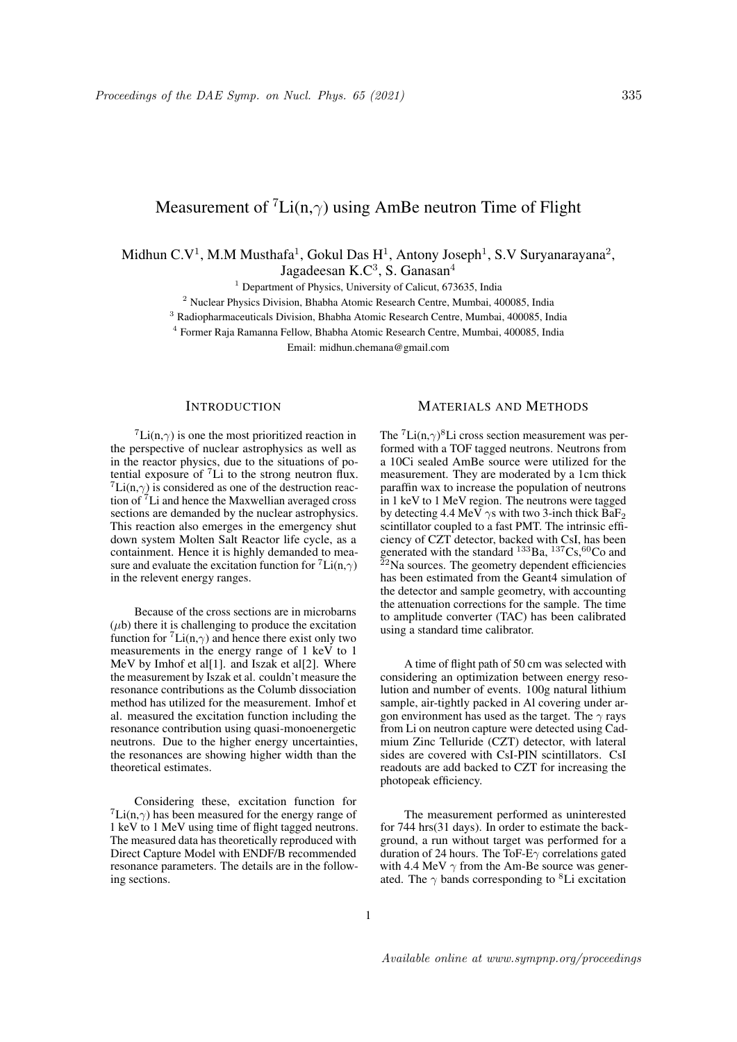# Measurement of $^7$Li(n,$\gamma$) using AmBe neutron Time of Flight

Midhun C.V[1], M.M Musthafa[1], Gokul Das H[1], Antony Joseph[1], S.V Suryanarayana[2], Jagadeesan K.C[3], S. Ganasan[4]

[1] Department of Physics, University of Calicut, 673635, India
[2] Nuclear Physics Division, Bhabha Atomic Research Centre, Mumbai, 400085, India
[3] Radiopharmaceuticals Division, Bhabha Atomic Research Centre, Mumbai, 400085, India
[4] Former Raja Ramanna Fellow, Bhabha Atomic Research Centre, Mumbai, 400085, India
Email: midhun.chemana@gmail.com

## Introduction

$^7$Li(n,$\gamma$) is one the most prioritized reaction in the perspective of nuclear astrophysics as well as in the reactor physics, due to the situations of potential exposure of $^7$Li to the strong neutron flux. $^7$Li(n,$\gamma$) is considered as one of the destruction reaction of $^7$Li and hence the Maxwellian averaged cross sections are demanded by the nuclear astrophysics. This reaction also emerges in the emergency shut down system Molten Salt Reactor life cycle, as a containment. Hence it is highly demanded to measure and evaluate the excitation function for $^7$Li(n,$\gamma$) in the relevent energy ranges.

Because of the cross sections are in microbarns ($\mu$b) there it is challenging to produce the excitation function for $^7$Li(n,$\gamma$) and hence there exist only two measurements in the energy range of 1 keV to 1 MeV by Imhof et al[1]. and Iszak et al[2]. Where the measurement by Iszak et al. couldn't measure the resonance contributions as the Columb dissociation method has utilized for the measurement. Imhof et al. measured the excitation function including the resonance contribution using quasi-monoenergetic neutrons. Due to the higher energy uncertainties, the resonances are showing higher width than the theoretical estimates.

Considering these, excitation function for $^7$Li(n,$\gamma$) has been measured for the energy range of 1 keV to 1 MeV using time of flight tagged neutrons. The measured data has theoretically reproduced with Direct Capture Model with ENDF/B recommended resonance parameters. The details are in the following sections.

## Materials and Methods

The $^7$Li(n,$\gamma$)$^8$Li cross section measurement was performed with a TOF tagged neutrons. Neutrons from a 10Ci sealed AmBe source were utilized for the measurement. They are moderated by a 1cm thick paraffin wax to increase the population of neutrons in 1 keV to 1 MeV region. The neutrons were tagged by detecting 4.4 MeV $\gamma$s with two 3-inch thick $BaF_2$ scintillator coupled to a fast PMT. The intrinsic efficiency of CZT detector, backed with CsI, has been generated with the standard $^{133}$Ba, $^{137}$Cs,$^{60}$Co and $^{22}$Na sources. The geometry dependent efficiencies has been estimated from the Geant4 simulation of the detector and sample geometry, with accounting the attenuation corrections for the sample. The time to amplitude converter (TAC) has been calibrated using a standard time calibrator.

A time of flight path of 50 cm was selected with considering an optimization between energy resolution and number of events. 100g natural lithium sample, air-tightly packed in Al covering under argon environment has used as the target. The $\gamma$ rays from Li on neutron capture were detected using Cadmium Zinc Telluride (CZT) detector, with lateral sides are covered with CsI-PIN scintillators. CsI readouts are add backed to CZT for increasing the photopeak efficiency.

The measurement performed as uninterested for 744 hrs(31 days). In order to estimate the background, a run without target was performed for a duration of 24 hours. The ToF-E$\gamma$ correlations gated with 4.4 MeV $\gamma$ from the Am-Be source was generated. The $\gamma$ bands corresponding to $^8$Li excitation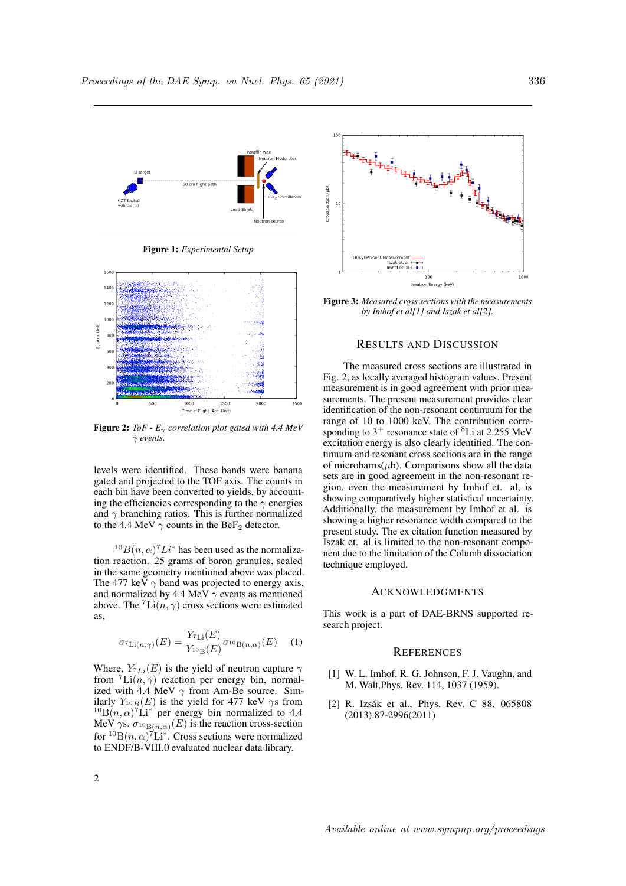Paraffin wax

Neutron Moderator

Li target

50 cm flight path

BaF$_2$ Scintillators

CZT Backed with CsI(Tl)

Lead Shield

Neutron source

**Figure 1:** *Experimental Setup*

1600
1400
1200
1000
800
600
400
200
0

0 500 1000 1500 2000 2500

Time of Flight (Arb. Unit)

E$_\gamma$ (Arb. Unit)

**Figure 2:** *ToF - $E_\gamma$ correlation plot gated with 4.4 MeV $\gamma$ events.*

levels were identified. These bands were banana gated and projected to the TOF axis. The counts in each bin have been converted to yields, by accounting the efficiencies corresponding to the $\gamma$ energies and $\gamma$ branching ratios. This is further normalized to the 4.4 MeV $\gamma$ counts in the $BaF_2$ detector.

$^{10}B(n, \alpha)^7Li^*$ has been used as the normalization reaction. 25 grams of boron granules, sealed in the same geometry mentioned above was placed. The 477 keV $\gamma$ band was projected to energy axis, and normalized by 4.4 MeV $\gamma$ events as mentioned above. The $^7$Li$(n, \gamma)$ cross sections were estimated as,

$$\sigma_{^7\mathrm{Li}(n,\gamma)}(E) = \frac{Y_{^7\mathrm{Li}}(E)}{Y_{^{10}\mathrm{B}}(E)} \sigma_{^{10}\mathrm{B}(n,\alpha)}(E) \quad (1)$$

Where, $Y_{^7Li}(E)$ is the yield of neutron capture $\gamma$ from $^7$Li$(n, \gamma)$ reaction per energy bin, normalized with 4.4 MeV $\gamma$ from Am-Be source. Similarly $Y_{^{10}B}(E)$ is the yield for 477 keV $\gamma$s from $^{10}$B$(n, \alpha)^7$Li$^*$ per energy bin normalized to 4.4 MeV $\gamma$s. $\sigma_{^{10}\mathrm{B}(n,\alpha)}(E)$ is the reaction cross-section for $^{10}$B$(n, \alpha)^7$Li$^*$. Cross sections were normalized to ENDF/B-VIII.0 evaluated nuclear data library.

100

10

1

Cross Section ($\mu$b)

100 1000

Neutron Energy (keV)

$^7$Li(n,γ):Present Measurement
Iszak et. al.
Imhof et. al

**Figure 3:** *Measured cross sections with the measurements by Imhof et al[1] and Iszak et al[2].*

## Results and Discussion

The measured cross sections are illustrated in Fig. 2, as locally averaged histogram values. Present measurement is in good agreement with prior measurements. The present measurement provides clear identification of the non-resonant continuum for the range of 10 to 1000 keV. The contribution corresponding to $3^+$ resonance state of $^8$Li at 2.255 MeV excitation energy is also clearly identified. The continuum and resonant cross sections are in the range of microbarns($\mu$b). Comparisons show all the data sets are in good agreement in the non-resonant region, even the measurement by Imhof et. al, is showing comparatively higher statistical uncertainty. Additionally, the measurement by Imhof et al. is showing a higher resonance width compared to the present study. The ex citation function measured by Iszak et. al is limited to the non-resonant component due to the limitation of the Columb dissociation technique employed.

## Acknowledgments

This work is a part of DAE-BRNS supported research project.

## References

[1] W. L. Imhof, R. G. Johnson, F. J. Vaughn, and M. Walt,Phys. Rev. 114, 1037 (1959).

[2] R. Izsák et al., Phys. Rev. C 88, 065808 (2013).87-2996(2011)